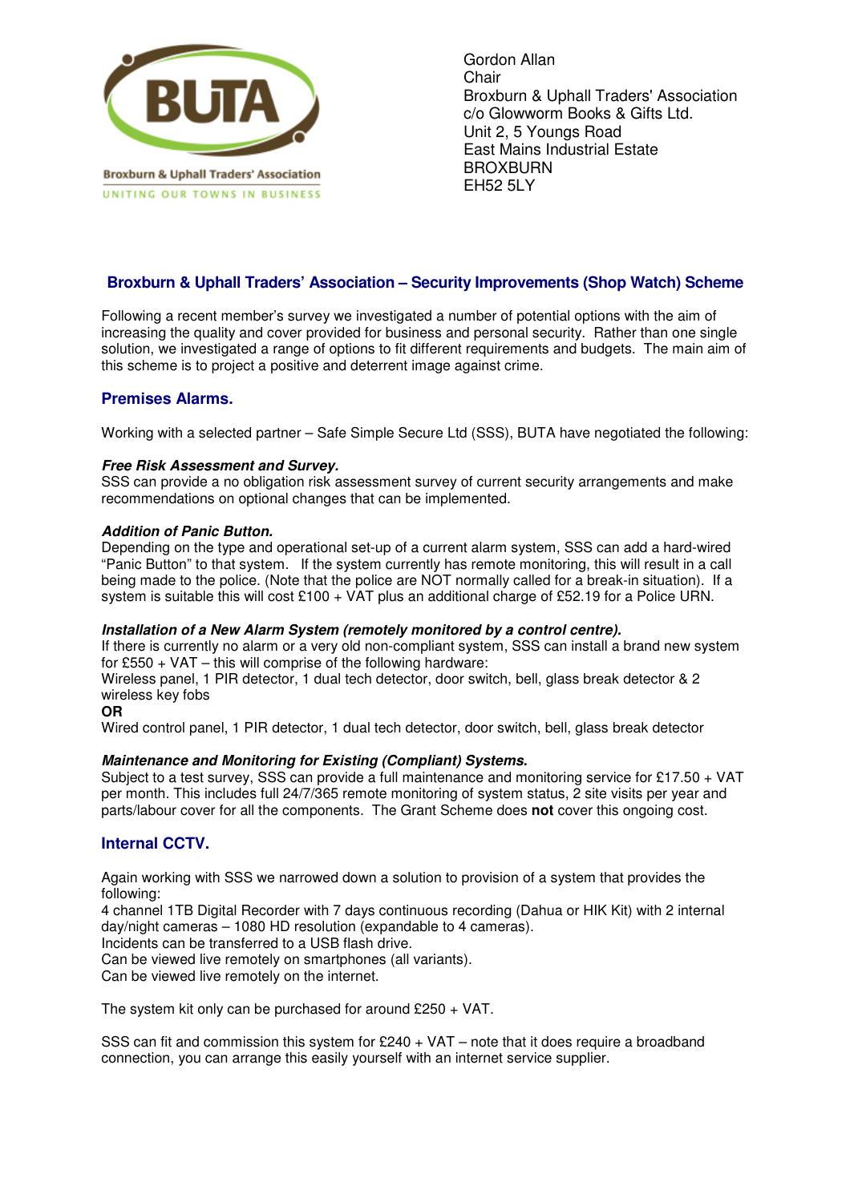BUTA

Broxburn & Uphall Traders' Association

UNITING OUR TOWNS IN BUSINESS

Gordon Allan
Chair
Broxburn & Uphall Traders' Association
c/o Glowworm Books & Gifts Ltd.
Unit 2, 5 Youngs Road
East Mains Industrial Estate
BROXBURN
EH52 5LY

## Broxburn & Uphall Traders' Association – Security Improvements (Shop Watch) Scheme

Following a recent member's survey we investigated a number of potential options with the aim of increasing the quality and cover provided for business and personal security. Rather than one single solution, we investigated a range of options to fit different requirements and budgets. The main aim of this scheme is to project a positive and deterrent image against crime.

### Premises Alarms.

Working with a selected partner – Safe Simple Secure Ltd (SSS), BUTA have negotiated the following:

***Free Risk Assessment and Survey.***
SSS can provide a no obligation risk assessment survey of current security arrangements and make recommendations on optional changes that can be implemented.

***Addition of Panic Button.***
Depending on the type and operational set-up of a current alarm system, SSS can add a hard-wired "Panic Button" to that system. If the system currently has remote monitoring, this will result in a call being made to the police. (Note that the police are NOT normally called for a break-in situation). If a system is suitable this will cost £100 + VAT plus an additional charge of £52.19 for a Police URN.

***Installation of a New Alarm System (remotely monitored by a control centre).***
If there is currently no alarm or a very old non-compliant system, SSS can install a brand new system for £550 + VAT – this will comprise of the following hardware:
Wireless panel, 1 PIR detector, 1 dual tech detector, door switch, bell, glass break detector & 2 wireless key fobs
**OR**
Wired control panel, 1 PIR detector, 1 dual tech detector, door switch, bell, glass break detector

***Maintenance and Monitoring for Existing (Compliant) Systems.***
Subject to a test survey, SSS can provide a full maintenance and monitoring service for £17.50 + VAT per month. This includes full 24/7/365 remote monitoring of system status, 2 site visits per year and parts/labour cover for all the components. The Grant Scheme does **not** cover this ongoing cost.

### Internal CCTV.

Again working with SSS we narrowed down a solution to provision of a system that provides the following:
4 channel 1TB Digital Recorder with 7 days continuous recording (Dahua or HIK Kit) with 2 internal day/night cameras – 1080 HD resolution (expandable to 4 cameras).
Incidents can be transferred to a USB flash drive.
Can be viewed live remotely on smartphones (all variants).
Can be viewed live remotely on the internet.

The system kit only can be purchased for around £250 + VAT.

SSS can fit and commission this system for £240 + VAT – note that it does require a broadband connection, you can arrange this easily yourself with an internet service supplier.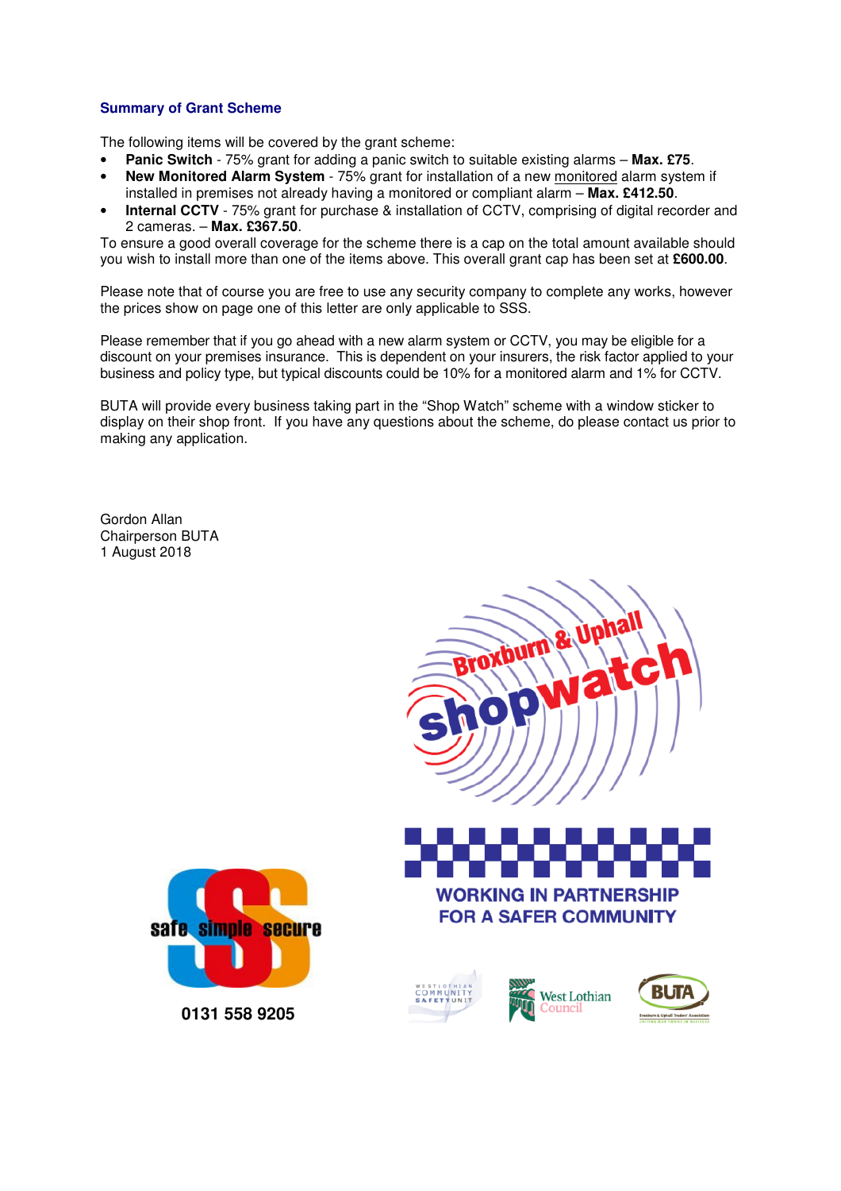### Summary of Grant Scheme

The following items will be covered by the grant scheme:

- **Panic Switch** - 75% grant for adding a panic switch to suitable existing alarms – **Max. £75**.
- **New Monitored Alarm System** - 75% grant for installation of a new monitored alarm system if installed in premises not already having a monitored or compliant alarm – **Max. £412.50**.
- **Internal CCTV** - 75% grant for purchase & installation of CCTV, comprising of digital recorder and 2 cameras. – **Max. £367.50**.

To ensure a good overall coverage for the scheme there is a cap on the total amount available should you wish to install more than one of the items above. This overall grant cap has been set at **£600.00**.

Please note that of course you are free to use any security company to complete any works, however the prices show on page one of this letter are only applicable to SSS.

Please remember that if you go ahead with a new alarm system or CCTV, you may be eligible for a discount on your premises insurance. This is dependent on your insurers, the risk factor applied to your business and policy type, but typical discounts could be 10% for a monitored alarm and 1% for CCTV.

BUTA will provide every business taking part in the "Shop Watch" scheme with a window sticker to display on their shop front. If you have any questions about the scheme, do please contact us prior to making any application.

Gordon Allan
Chairperson BUTA
1 August 2018

Broxburn & Uphall shopwatch

WORKING IN PARTNERSHIP FOR A SAFER COMMUNITY

safe simple secure

0131 558 9205

West Lothian Community Safety Unit

West Lothian Council

BUTA